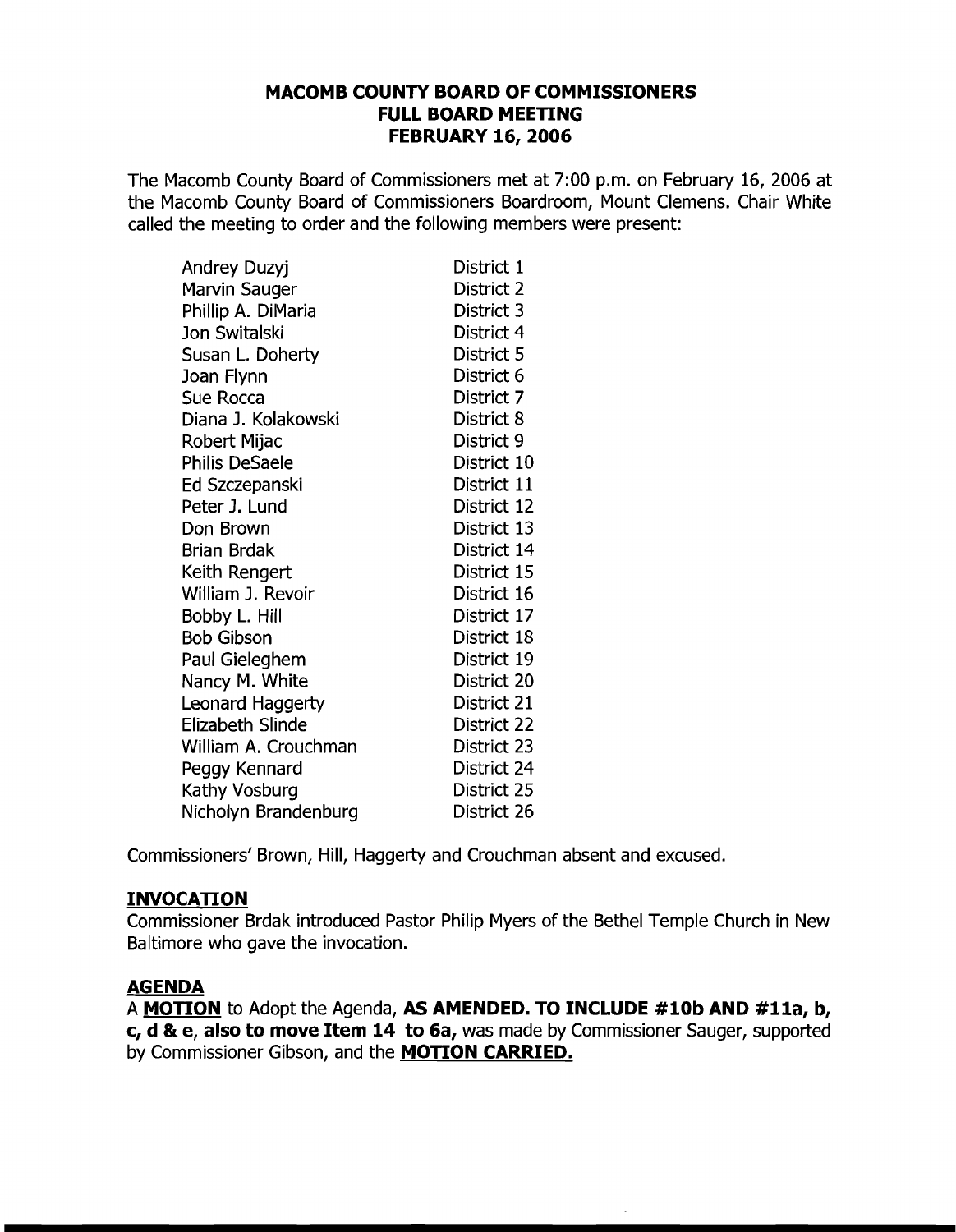# MACOMB COUNTY BOARD OF COMMISSIONERS
## FULL BOARD MEETING
## FEBRUARY 16, 2006

The Macomb County Board of Commissioners met at 7:00 p.m. on February 16, 2006 at the Macomb County Board of Commissioners Boardroom, Mount Clemens. Chair White called the meeting to order and the following members were present:

| | |
|---|---|
| Andrey Duzyj | District 1 |
| Marvin Sauger | District 2 |
| Phillip A. DiMaria | District 3 |
| Jon Switalski | District 4 |
| Susan L. Doherty | District 5 |
| Joan Flynn | District 6 |
| Sue Rocca | District 7 |
| Diana J. Kolakowski | District 8 |
| Robert Mijac | District 9 |
| Philis DeSaele | District 10 |
| Ed Szczepanski | District 11 |
| Peter J. Lund | District 12 |
| Don Brown | District 13 |
| Brian Brdak | District 14 |
| Keith Rengert | District 15 |
| William J. Revoir | District 16 |
| Bobby L. Hill | District 17 |
| Bob Gibson | District 18 |
| Paul Gieleghem | District 19 |
| Nancy M. White | District 20 |
| Leonard Haggerty | District 21 |
| Elizabeth Slinde | District 22 |
| William A. Crouchman | District 23 |
| Peggy Kennard | District 24 |
| Kathy Vosburg | District 25 |
| Nicholyn Brandenburg | District 26 |

Commissioners' Brown, Hill, Haggerty and Crouchman absent and excused.

**INVOCATION**

Commissioner Brdak introduced Pastor Philip Myers of the Bethel Temple Church in New Baltimore who gave the invocation.

**AGENDA**

A **MOTION** to Adopt the Agenda, **AS AMENDED. TO INCLUDE #10b AND #11a, b, c, d & e, also to move Item 14 to 6a,** was made by Commissioner Sauger, supported by Commissioner Gibson, and the **MOTION CARRIED.**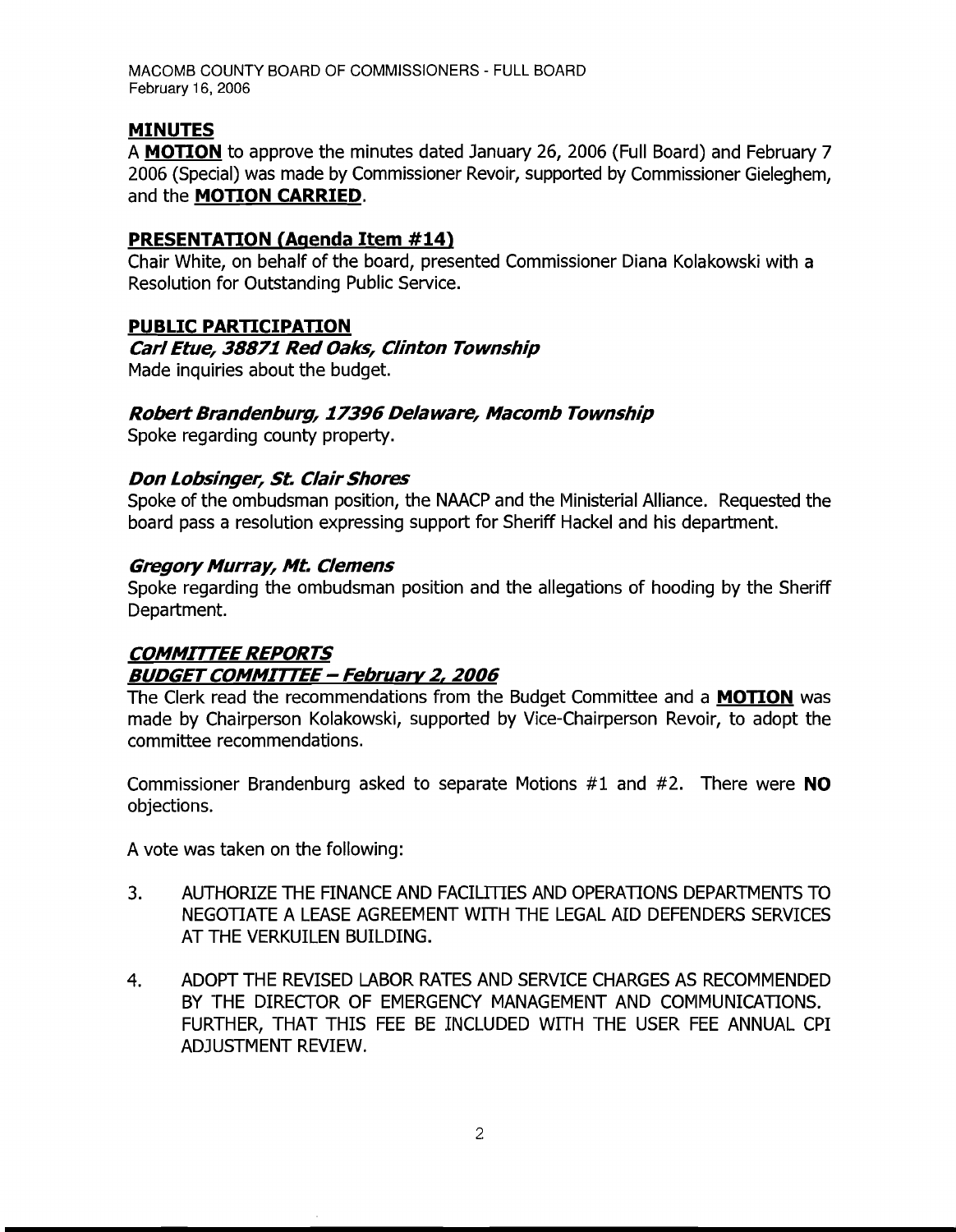## MINUTES

A **MOTION** to approve the minutes dated January 26, 2006 (Full Board) and February 7 2006 (Special) was made by Commissioner Revoir, supported by Commissioner Gieleghem, and the **MOTION CARRIED**.

## PRESENTATION (Agenda Item #14)

Chair White, on behalf of the board, presented Commissioner Diana Kolakowski with a Resolution for Outstanding Public Service.

## PUBLIC PARTICIPATION

***Carl Etue, 38871 Red Oaks, Clinton Township***

Made inquiries about the budget.

***Robert Brandenburg, 17396 Delaware, Macomb Township***

Spoke regarding county property.

***Don Lobsinger, St. Clair Shores***

Spoke of the ombudsman position, the NAACP and the Ministerial Alliance. Requested the board pass a resolution expressing support for Sheriff Hackel and his department.

***Gregory Murray, Mt. Clemens***

Spoke regarding the ombudsman position and the allegations of hooding by the Sheriff Department.

## *COMMITTEE REPORTS*

### *BUDGET COMMITTEE – February 2, 2006*

The Clerk read the recommendations from the Budget Committee and a **MOTION** was made by Chairperson Kolakowski, supported by Vice-Chairperson Revoir, to adopt the committee recommendations.

Commissioner Brandenburg asked to separate Motions #1 and #2. There were **NO** objections.

A vote was taken on the following:

3. AUTHORIZE THE FINANCE AND FACILITIES AND OPERATIONS DEPARTMENTS TO NEGOTIATE A LEASE AGREEMENT WITH THE LEGAL AID DEFENDERS SERVICES AT THE VERKUILEN BUILDING.

4. ADOPT THE REVISED LABOR RATES AND SERVICE CHARGES AS RECOMMENDED BY THE DIRECTOR OF EMERGENCY MANAGEMENT AND COMMUNICATIONS. FURTHER, THAT THIS FEE BE INCLUDED WITH THE USER FEE ANNUAL CPI ADJUSTMENT REVIEW.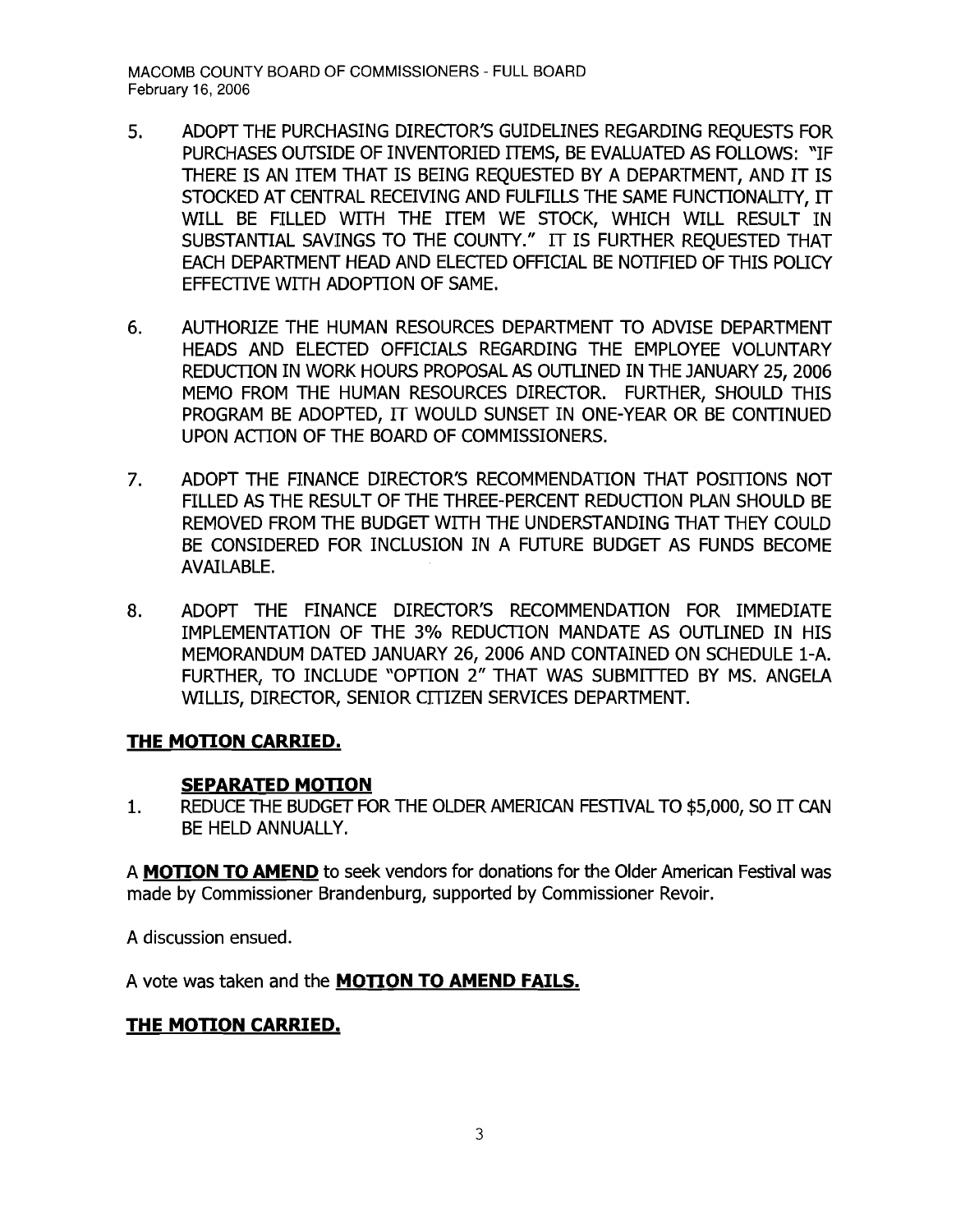5. ADOPT THE PURCHASING DIRECTOR'S GUIDELINES REGARDING REQUESTS FOR PURCHASES OUTSIDE OF INVENTORIED ITEMS, BE EVALUATED AS FOLLOWS: "IF THERE IS AN ITEM THAT IS BEING REQUESTED BY A DEPARTMENT, AND IT IS STOCKED AT CENTRAL RECEIVING AND FULFILLS THE SAME FUNCTIONALITY, IT WILL BE FILLED WITH THE ITEM WE STOCK, WHICH WILL RESULT IN SUBSTANTIAL SAVINGS TO THE COUNTY." IT IS FURTHER REQUESTED THAT EACH DEPARTMENT HEAD AND ELECTED OFFICIAL BE NOTIFIED OF THIS POLICY EFFECTIVE WITH ADOPTION OF SAME.

6. AUTHORIZE THE HUMAN RESOURCES DEPARTMENT TO ADVISE DEPARTMENT HEADS AND ELECTED OFFICIALS REGARDING THE EMPLOYEE VOLUNTARY REDUCTION IN WORK HOURS PROPOSAL AS OUTLINED IN THE JANUARY 25, 2006 MEMO FROM THE HUMAN RESOURCES DIRECTOR. FURTHER, SHOULD THIS PROGRAM BE ADOPTED, IT WOULD SUNSET IN ONE-YEAR OR BE CONTINUED UPON ACTION OF THE BOARD OF COMMISSIONERS.

7. ADOPT THE FINANCE DIRECTOR'S RECOMMENDATION THAT POSITIONS NOT FILLED AS THE RESULT OF THE THREE-PERCENT REDUCTION PLAN SHOULD BE REMOVED FROM THE BUDGET WITH THE UNDERSTANDING THAT THEY COULD BE CONSIDERED FOR INCLUSION IN A FUTURE BUDGET AS FUNDS BECOME AVAILABLE.

8. ADOPT THE FINANCE DIRECTOR'S RECOMMENDATION FOR IMMEDIATE IMPLEMENTATION OF THE 3% REDUCTION MANDATE AS OUTLINED IN HIS MEMORANDUM DATED JANUARY 26, 2006 AND CONTAINED ON SCHEDULE 1-A. FURTHER, TO INCLUDE "OPTION 2" THAT WAS SUBMITTED BY MS. ANGELA WILLIS, DIRECTOR, SENIOR CITIZEN SERVICES DEPARTMENT.

**THE MOTION CARRIED.**

**SEPARATED MOTION**

1. REDUCE THE BUDGET FOR THE OLDER AMERICAN FESTIVAL TO $5,000, SO IT CAN BE HELD ANNUALLY.

A **MOTION TO AMEND** to seek vendors for donations for the Older American Festival was made by Commissioner Brandenburg, supported by Commissioner Revoir.

A discussion ensued.

A vote was taken and the **MOTION TO AMEND FAILS.**

**THE MOTION CARRIED.**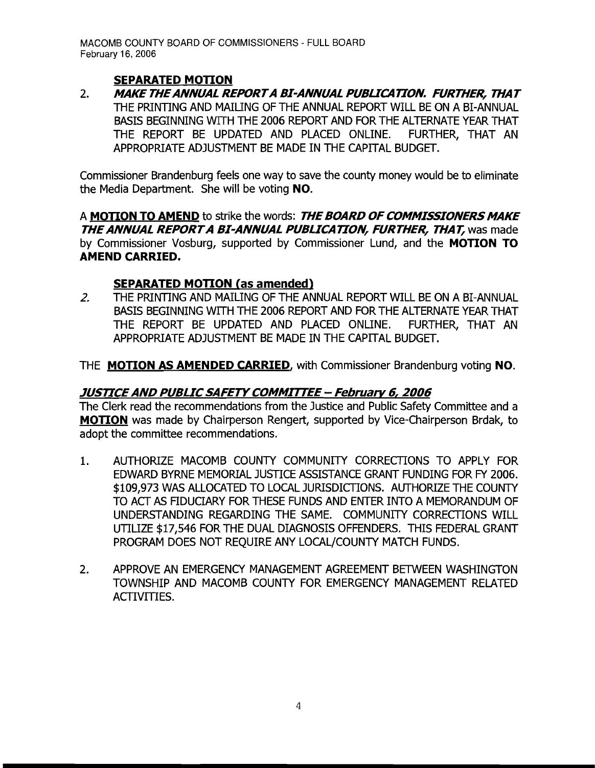### SEPARATED MOTION

2. ***MAKE THE ANNUAL REPORT A BI-ANNUAL PUBLICATION. FURTHER, THAT*** THE PRINTING AND MAILING OF THE ANNUAL REPORT WILL BE ON A BI-ANNUAL BASIS BEGINNING WITH THE 2006 REPORT AND FOR THE ALTERNATE YEAR THAT THE REPORT BE UPDATED AND PLACED ONLINE. FURTHER, THAT AN APPROPRIATE ADJUSTMENT BE MADE IN THE CAPITAL BUDGET.

Commissioner Brandenburg feels one way to save the county money would be to eliminate the Media Department. She will be voting **NO**.

A **MOTION TO AMEND** to strike the words: ***THE BOARD OF COMMISSIONERS MAKE THE ANNUAL REPORT A BI-ANNUAL PUBLICATION, FURTHER, THAT,*** was made by Commissioner Vosburg, supported by Commissioner Lund, and the **MOTION TO AMEND CARRIED.**

### SEPARATED MOTION (as amended)

*2.* THE PRINTING AND MAILING OF THE ANNUAL REPORT WILL BE ON A BI-ANNUAL BASIS BEGINNING WITH THE 2006 REPORT AND FOR THE ALTERNATE YEAR THAT THE REPORT BE UPDATED AND PLACED ONLINE. FURTHER, THAT AN APPROPRIATE ADJUSTMENT BE MADE IN THE CAPITAL BUDGET.

THE **MOTION AS AMENDED CARRIED**, with Commissioner Brandenburg voting **NO**.

### *JUSTICE AND PUBLIC SAFETY COMMITTEE – February 6, 2006*

The Clerk read the recommendations from the Justice and Public Safety Committee and a **MOTION** was made by Chairperson Rengert, supported by Vice-Chairperson Brdak, to adopt the committee recommendations.

1. AUTHORIZE MACOMB COUNTY COMMUNITY CORRECTIONS TO APPLY FOR EDWARD BYRNE MEMORIAL JUSTICE ASSISTANCE GRANT FUNDING FOR FY 2006. $109,973 WAS ALLOCATED TO LOCAL JURISDICTIONS. AUTHORIZE THE COUNTY TO ACT AS FIDUCIARY FOR THESE FUNDS AND ENTER INTO A MEMORANDUM OF UNDERSTANDING REGARDING THE SAME. COMMUNITY CORRECTIONS WILL UTILIZE $17,546 FOR THE DUAL DIAGNOSIS OFFENDERS. THIS FEDERAL GRANT PROGRAM DOES NOT REQUIRE ANY LOCAL/COUNTY MATCH FUNDS.

2. APPROVE AN EMERGENCY MANAGEMENT AGREEMENT BETWEEN WASHINGTON TOWNSHIP AND MACOMB COUNTY FOR EMERGENCY MANAGEMENT RELATED ACTIVITIES.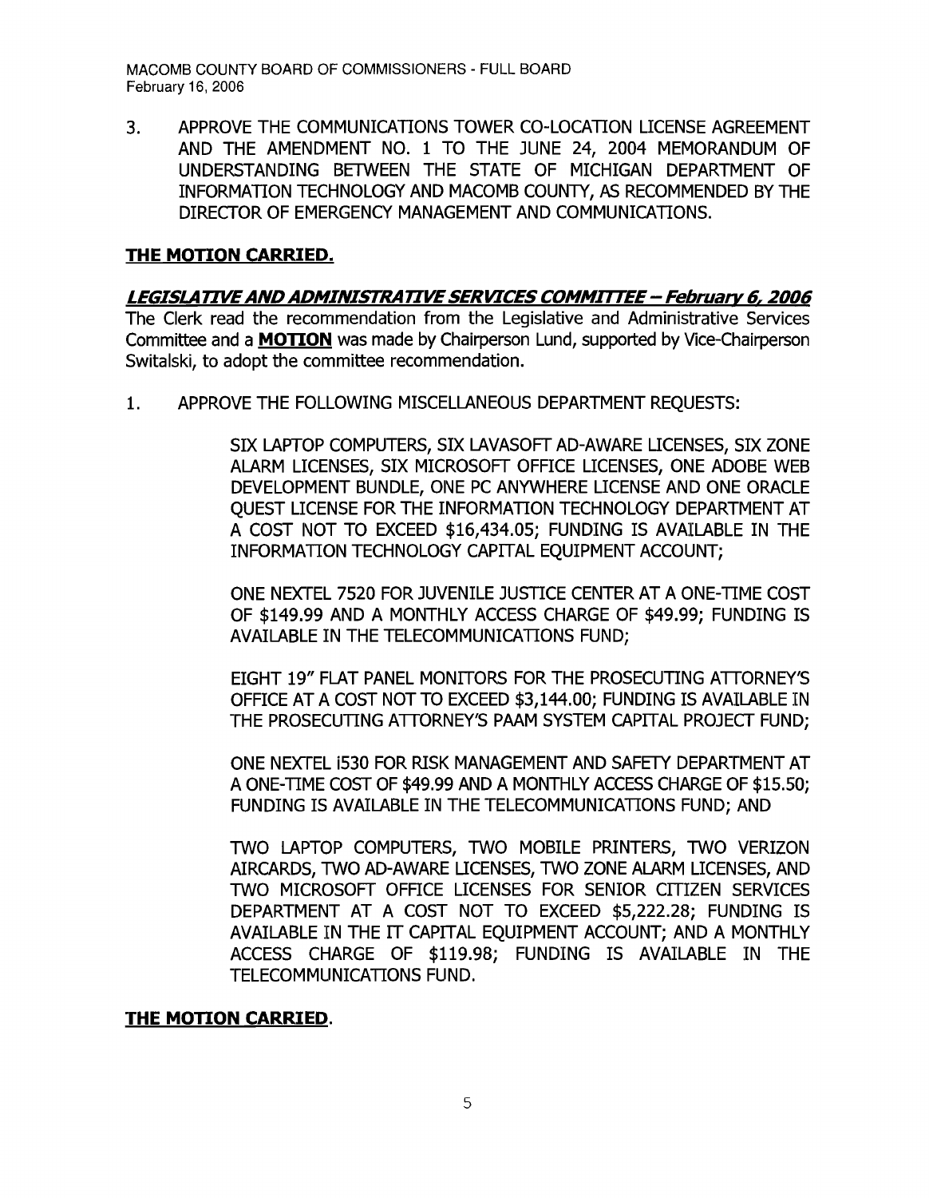3. APPROVE THE COMMUNICATIONS TOWER CO-LOCATION LICENSE AGREEMENT AND THE AMENDMENT NO. 1 TO THE JUNE 24, 2004 MEMORANDUM OF UNDERSTANDING BETWEEN THE STATE OF MICHIGAN DEPARTMENT OF INFORMATION TECHNOLOGY AND MACOMB COUNTY, AS RECOMMENDED BY THE DIRECTOR OF EMERGENCY MANAGEMENT AND COMMUNICATIONS.

**THE MOTION CARRIED.**

***LEGISLATIVE AND ADMINISTRATIVE SERVICES COMMITTEE – February 6, 2006***

The Clerk read the recommendation from the Legislative and Administrative Services Committee and a **MOTION** was made by Chairperson Lund, supported by Vice-Chairperson Switalski, to adopt the committee recommendation.

1. APPROVE THE FOLLOWING MISCELLANEOUS DEPARTMENT REQUESTS:

    SIX LAPTOP COMPUTERS, SIX LAVASOFT AD-AWARE LICENSES, SIX ZONE ALARM LICENSES, SIX MICROSOFT OFFICE LICENSES, ONE ADOBE WEB DEVELOPMENT BUNDLE, ONE PC ANYWHERE LICENSE AND ONE ORACLE QUEST LICENSE FOR THE INFORMATION TECHNOLOGY DEPARTMENT AT A COST NOT TO EXCEED $16,434.05; FUNDING IS AVAILABLE IN THE INFORMATION TECHNOLOGY CAPITAL EQUIPMENT ACCOUNT;

    ONE NEXTEL 7520 FOR JUVENILE JUSTICE CENTER AT A ONE-TIME COST OF $149.99 AND A MONTHLY ACCESS CHARGE OF $49.99; FUNDING IS AVAILABLE IN THE TELECOMMUNICATIONS FUND;

    EIGHT 19" FLAT PANEL MONITORS FOR THE PROSECUTING ATTORNEY'S OFFICE AT A COST NOT TO EXCEED $3,144.00; FUNDING IS AVAILABLE IN THE PROSECUTING ATTORNEY'S PAAM SYSTEM CAPITAL PROJECT FUND;

    ONE NEXTEL i530 FOR RISK MANAGEMENT AND SAFETY DEPARTMENT AT A ONE-TIME COST OF $49.99 AND A MONTHLY ACCESS CHARGE OF $15.50; FUNDING IS AVAILABLE IN THE TELECOMMUNICATIONS FUND; AND

    TWO LAPTOP COMPUTERS, TWO MOBILE PRINTERS, TWO VERIZON AIRCARDS, TWO AD-AWARE LICENSES, TWO ZONE ALARM LICENSES, AND TWO MICROSOFT OFFICE LICENSES FOR SENIOR CITIZEN SERVICES DEPARTMENT AT A COST NOT TO EXCEED $5,222.28; FUNDING IS AVAILABLE IN THE IT CAPITAL EQUIPMENT ACCOUNT; AND A MONTHLY ACCESS CHARGE OF $119.98; FUNDING IS AVAILABLE IN THE TELECOMMUNICATIONS FUND.

**THE MOTION CARRIED.**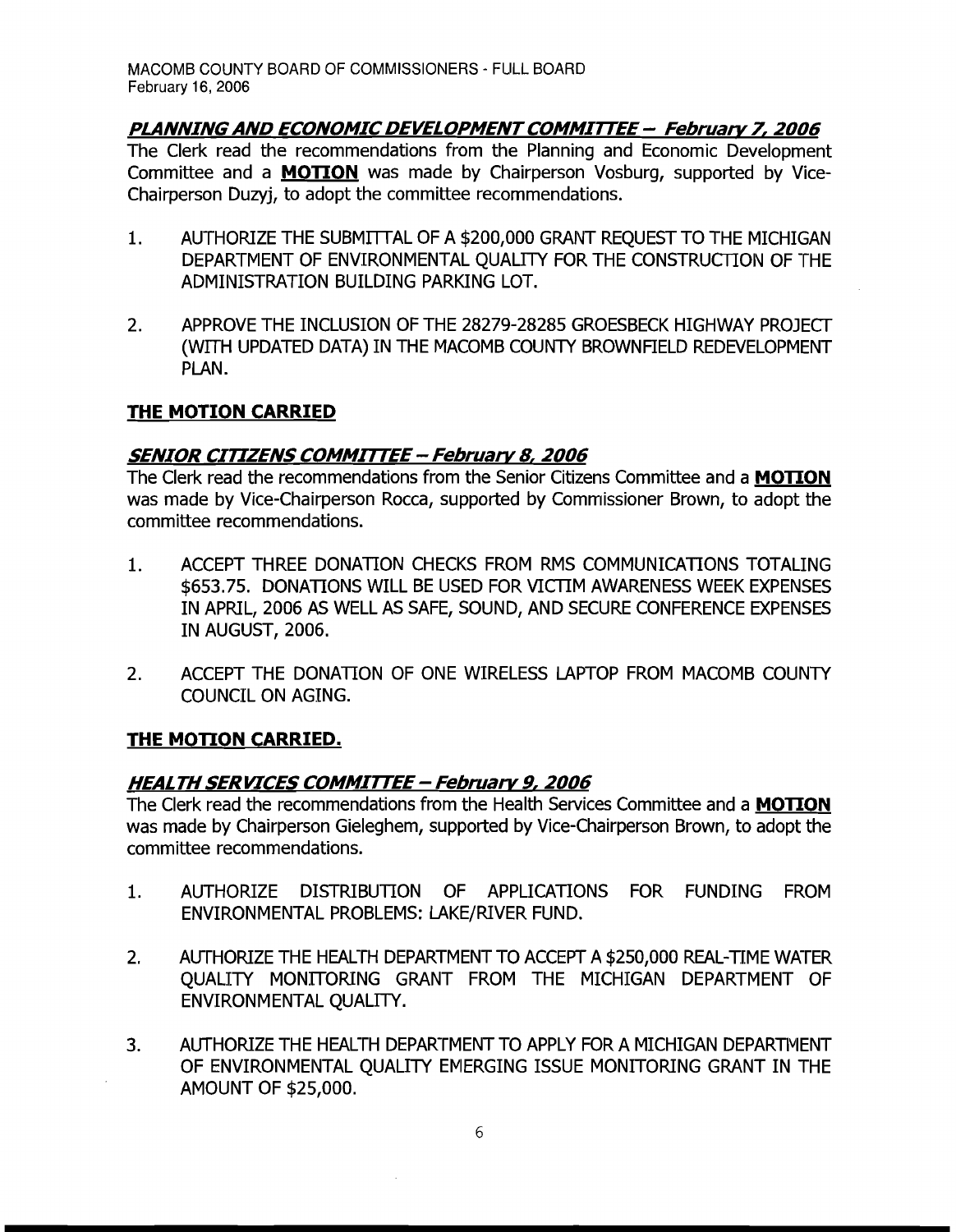***PLANNING AND ECONOMIC DEVELOPMENT COMMITTEE – February 7, 2006***

The Clerk read the recommendations from the Planning and Economic Development Committee and a **MOTION** was made by Chairperson Vosburg, supported by Vice-Chairperson Duzyj, to adopt the committee recommendations.

1. AUTHORIZE THE SUBMITTAL OF A $200,000 GRANT REQUEST TO THE MICHIGAN DEPARTMENT OF ENVIRONMENTAL QUALITY FOR THE CONSTRUCTION OF THE ADMINISTRATION BUILDING PARKING LOT.

2. APPROVE THE INCLUSION OF THE 28279-28285 GROESBECK HIGHWAY PROJECT (WITH UPDATED DATA) IN THE MACOMB COUNTY BROWNFIELD REDEVELOPMENT PLAN.

**THE MOTION CARRIED**

***SENIOR CITIZENS COMMITTEE – February 8, 2006***

The Clerk read the recommendations from the Senior Citizens Committee and a **MOTION** was made by Vice-Chairperson Rocca, supported by Commissioner Brown, to adopt the committee recommendations.

1. ACCEPT THREE DONATION CHECKS FROM RMS COMMUNICATIONS TOTALING $653.75. DONATIONS WILL BE USED FOR VICTIM AWARENESS WEEK EXPENSES IN APRIL, 2006 AS WELL AS SAFE, SOUND, AND SECURE CONFERENCE EXPENSES IN AUGUST, 2006.

2. ACCEPT THE DONATION OF ONE WIRELESS LAPTOP FROM MACOMB COUNTY COUNCIL ON AGING.

**THE MOTION CARRIED.**

***HEALTH SERVICES COMMITTEE – February 9, 2006***

The Clerk read the recommendations from the Health Services Committee and a **MOTION** was made by Chairperson Gieleghem, supported by Vice-Chairperson Brown, to adopt the committee recommendations.

1. AUTHORIZE DISTRIBUTION OF APPLICATIONS FOR FUNDING FROM ENVIRONMENTAL PROBLEMS: LAKE/RIVER FUND.

2. AUTHORIZE THE HEALTH DEPARTMENT TO ACCEPT A $250,000 REAL-TIME WATER QUALITY MONITORING GRANT FROM THE MICHIGAN DEPARTMENT OF ENVIRONMENTAL QUALITY.

3. AUTHORIZE THE HEALTH DEPARTMENT TO APPLY FOR A MICHIGAN DEPARTMENT OF ENVIRONMENTAL QUALITY EMERGING ISSUE MONITORING GRANT IN THE AMOUNT OF $25,000.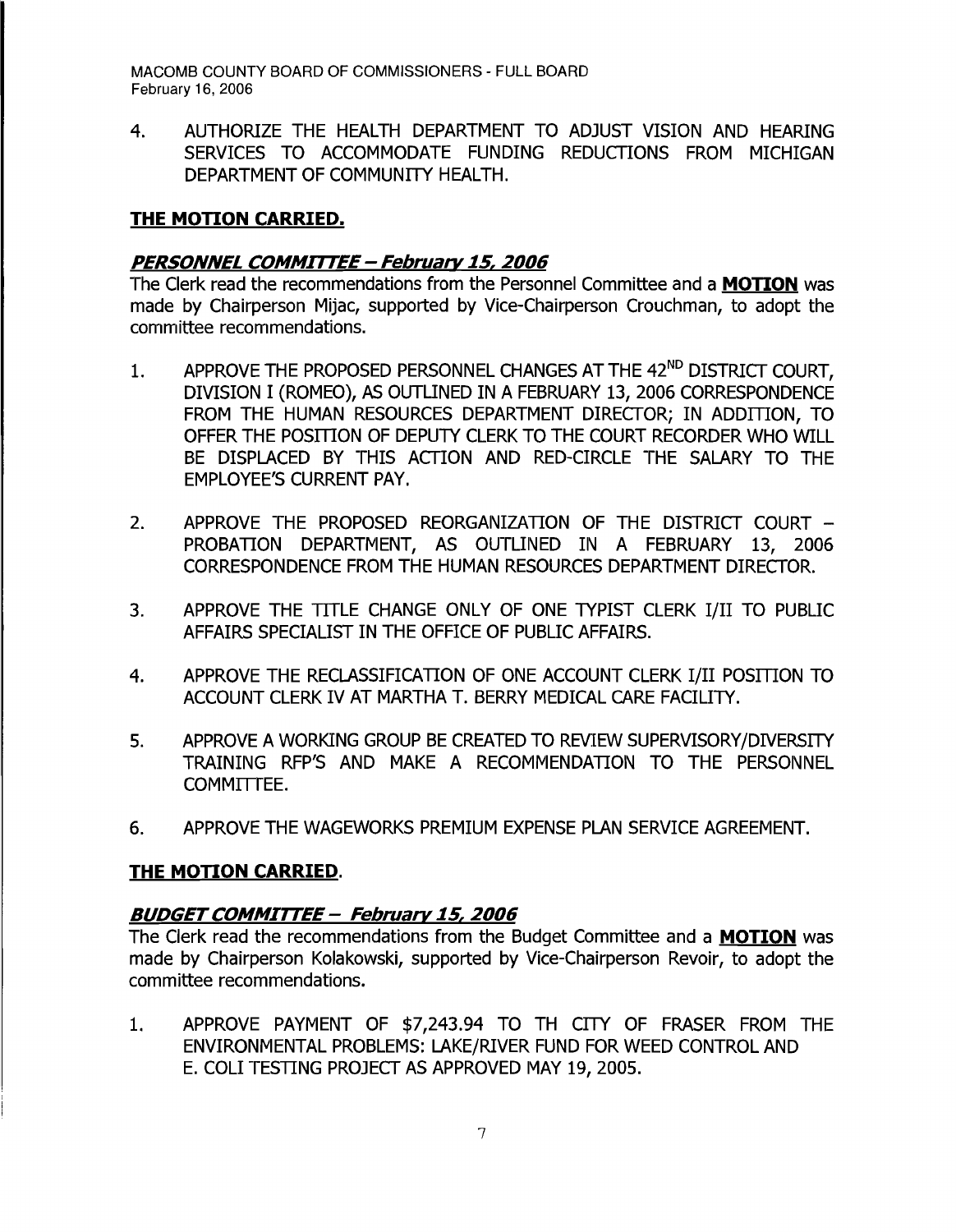4. AUTHORIZE THE HEALTH DEPARTMENT TO ADJUST VISION AND HEARING SERVICES TO ACCOMMODATE FUNDING REDUCTIONS FROM MICHIGAN DEPARTMENT OF COMMUNITY HEALTH.

**THE MOTION CARRIED.**

***PERSONNEL COMMITTEE – February 15, 2006***

The Clerk read the recommendations from the Personnel Committee and a **MOTION** was made by Chairperson Mijac, supported by Vice-Chairperson Crouchman, to adopt the committee recommendations.

1. APPROVE THE PROPOSED PERSONNEL CHANGES AT THE 42ND DISTRICT COURT, DIVISION I (ROMEO), AS OUTLINED IN A FEBRUARY 13, 2006 CORRESPONDENCE FROM THE HUMAN RESOURCES DEPARTMENT DIRECTOR; IN ADDITION, TO OFFER THE POSITION OF DEPUTY CLERK TO THE COURT RECORDER WHO WILL BE DISPLACED BY THIS ACTION AND RED-CIRCLE THE SALARY TO THE EMPLOYEE'S CURRENT PAY.

2. APPROVE THE PROPOSED REORGANIZATION OF THE DISTRICT COURT – PROBATION DEPARTMENT, AS OUTLINED IN A FEBRUARY 13, 2006 CORRESPONDENCE FROM THE HUMAN RESOURCES DEPARTMENT DIRECTOR.

3. APPROVE THE TITLE CHANGE ONLY OF ONE TYPIST CLERK I/II TO PUBLIC AFFAIRS SPECIALIST IN THE OFFICE OF PUBLIC AFFAIRS.

4. APPROVE THE RECLASSIFICATION OF ONE ACCOUNT CLERK I/II POSITION TO ACCOUNT CLERK IV AT MARTHA T. BERRY MEDICAL CARE FACILITY.

5. APPROVE A WORKING GROUP BE CREATED TO REVIEW SUPERVISORY/DIVERSITY TRAINING RFP'S AND MAKE A RECOMMENDATION TO THE PERSONNEL COMMITTEE.

6. APPROVE THE WAGEWORKS PREMIUM EXPENSE PLAN SERVICE AGREEMENT.

**THE MOTION CARRIED**.

***BUDGET COMMITTEE – February 15, 2006***

The Clerk read the recommendations from the Budget Committee and a **MOTION** was made by Chairperson Kolakowski, supported by Vice-Chairperson Revoir, to adopt the committee recommendations.

1. APPROVE PAYMENT OF $7,243.94 TO TH CITY OF FRASER FROM THE ENVIRONMENTAL PROBLEMS: LAKE/RIVER FUND FOR WEED CONTROL AND E. COLI TESTING PROJECT AS APPROVED MAY 19, 2005.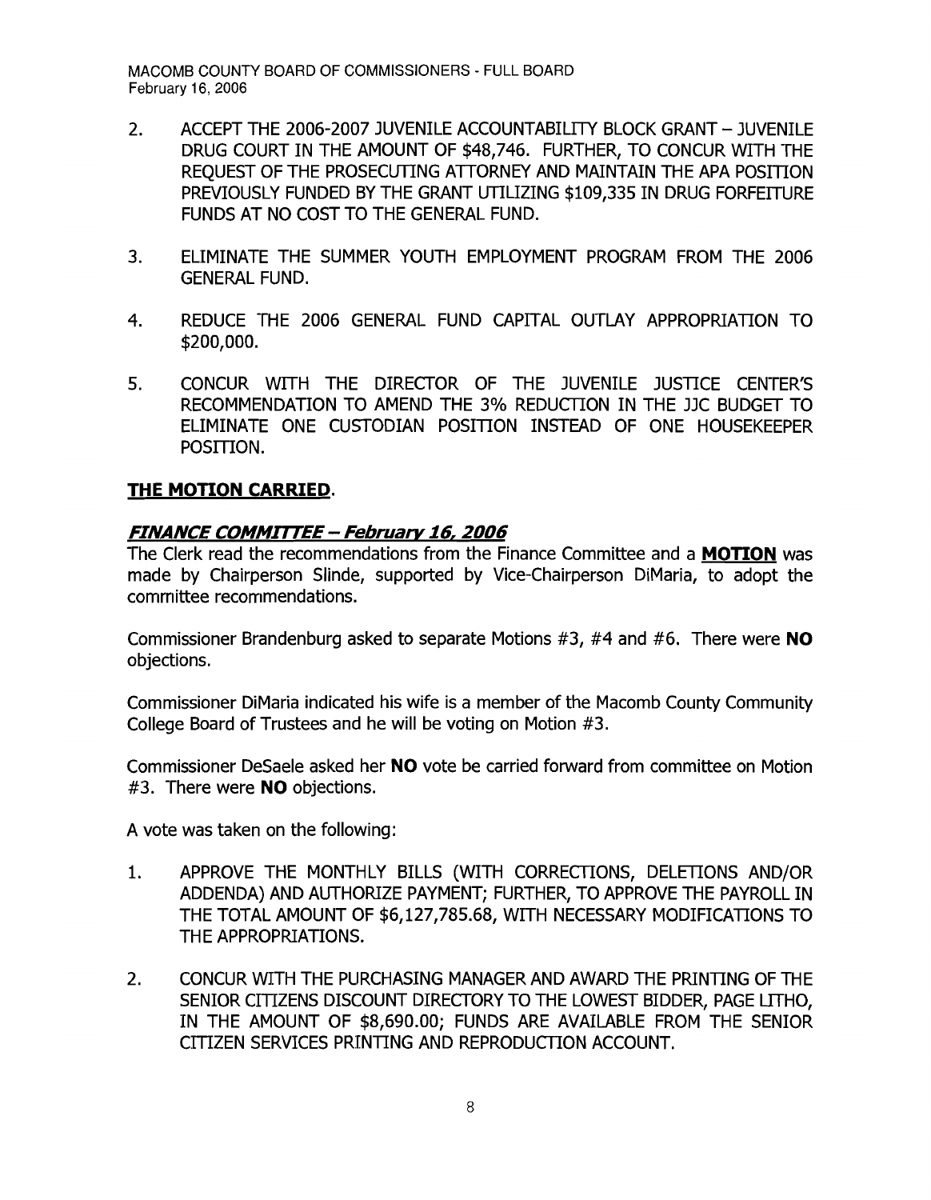2. ACCEPT THE 2006-2007 JUVENILE ACCOUNTABILITY BLOCK GRANT – JUVENILE DRUG COURT IN THE AMOUNT OF $48,746. FURTHER, TO CONCUR WITH THE REQUEST OF THE PROSECUTING ATTORNEY AND MAINTAIN THE APA POSITION PREVIOUSLY FUNDED BY THE GRANT UTILIZING $109,335 IN DRUG FORFEITURE FUNDS AT NO COST TO THE GENERAL FUND.

3. ELIMINATE THE SUMMER YOUTH EMPLOYMENT PROGRAM FROM THE 2006 GENERAL FUND.

4. REDUCE THE 2006 GENERAL FUND CAPITAL OUTLAY APPROPRIATION TO $200,000.

5. CONCUR WITH THE DIRECTOR OF THE JUVENILE JUSTICE CENTER'S RECOMMENDATION TO AMEND THE 3% REDUCTION IN THE JJC BUDGET TO ELIMINATE ONE CUSTODIAN POSITION INSTEAD OF ONE HOUSEKEEPER POSITION.

**THE MOTION CARRIED**.

***FINANCE COMMITTEE – February 16, 2006***

The Clerk read the recommendations from the Finance Committee and a **MOTION** was made by Chairperson Slinde, supported by Vice-Chairperson DiMaria, to adopt the committee recommendations.

Commissioner Brandenburg asked to separate Motions #3, #4 and #6. There were **NO** objections.

Commissioner DiMaria indicated his wife is a member of the Macomb County Community College Board of Trustees and he will be voting on Motion #3.

Commissioner DeSaele asked her **NO** vote be carried forward from committee on Motion #3. There were **NO** objections.

A vote was taken on the following:

1. APPROVE THE MONTHLY BILLS (WITH CORRECTIONS, DELETIONS AND/OR ADDENDA) AND AUTHORIZE PAYMENT; FURTHER, TO APPROVE THE PAYROLL IN THE TOTAL AMOUNT OF $6,127,785.68, WITH NECESSARY MODIFICATIONS TO THE APPROPRIATIONS.

2. CONCUR WITH THE PURCHASING MANAGER AND AWARD THE PRINTING OF THE SENIOR CITIZENS DISCOUNT DIRECTORY TO THE LOWEST BIDDER, PAGE LITHO, IN THE AMOUNT OF $8,690.00; FUNDS ARE AVAILABLE FROM THE SENIOR CITIZEN SERVICES PRINTING AND REPRODUCTION ACCOUNT.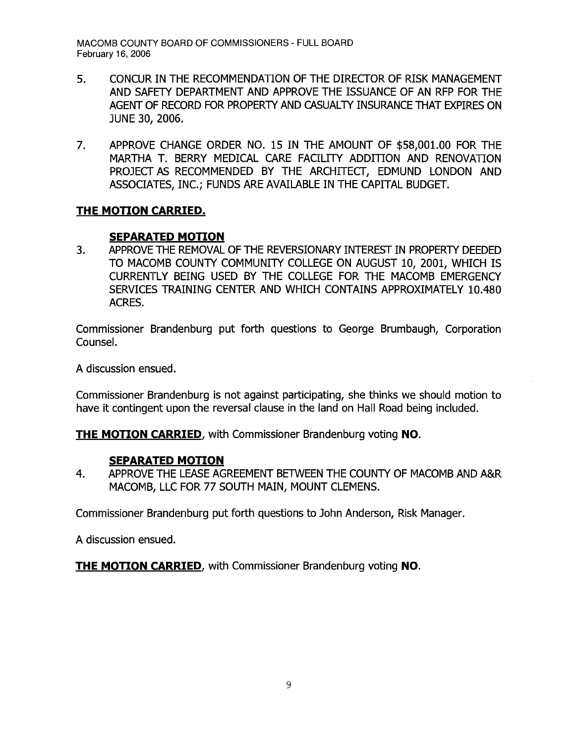5. CONCUR IN THE RECOMMENDATION OF THE DIRECTOR OF RISK MANAGEMENT AND SAFETY DEPARTMENT AND APPROVE THE ISSUANCE OF AN RFP FOR THE AGENT OF RECORD FOR PROPERTY AND CASUALTY INSURANCE THAT EXPIRES ON JUNE 30, 2006.

7. APPROVE CHANGE ORDER NO. 15 IN THE AMOUNT OF $58,001.00 FOR THE MARTHA T. BERRY MEDICAL CARE FACILITY ADDITION AND RENOVATION PROJECT AS RECOMMENDED BY THE ARCHITECT, EDMUND LONDON AND ASSOCIATES, INC.; FUNDS ARE AVAILABLE IN THE CAPITAL BUDGET.

**THE MOTION CARRIED.**

**SEPARATED MOTION**

3. APPROVE THE REMOVAL OF THE REVERSIONARY INTEREST IN PROPERTY DEEDED TO MACOMB COUNTY COMMUNITY COLLEGE ON AUGUST 10, 2001, WHICH IS CURRENTLY BEING USED BY THE COLLEGE FOR THE MACOMB EMERGENCY SERVICES TRAINING CENTER AND WHICH CONTAINS APPROXIMATELY 10.480 ACRES.

Commissioner Brandenburg put forth questions to George Brumbaugh, Corporation Counsel.

A discussion ensued.

Commissioner Brandenburg is not against participating, she thinks we should motion to have it contingent upon the reversal clause in the land on Hall Road being included.

**THE MOTION CARRIED**, with Commissioner Brandenburg voting **NO**.

**SEPARATED MOTION**

4. APPROVE THE LEASE AGREEMENT BETWEEN THE COUNTY OF MACOMB AND A&R MACOMB, LLC FOR 77 SOUTH MAIN, MOUNT CLEMENS.

Commissioner Brandenburg put forth questions to John Anderson, Risk Manager.

A discussion ensued.

**THE MOTION CARRIED**, with Commissioner Brandenburg voting **NO**.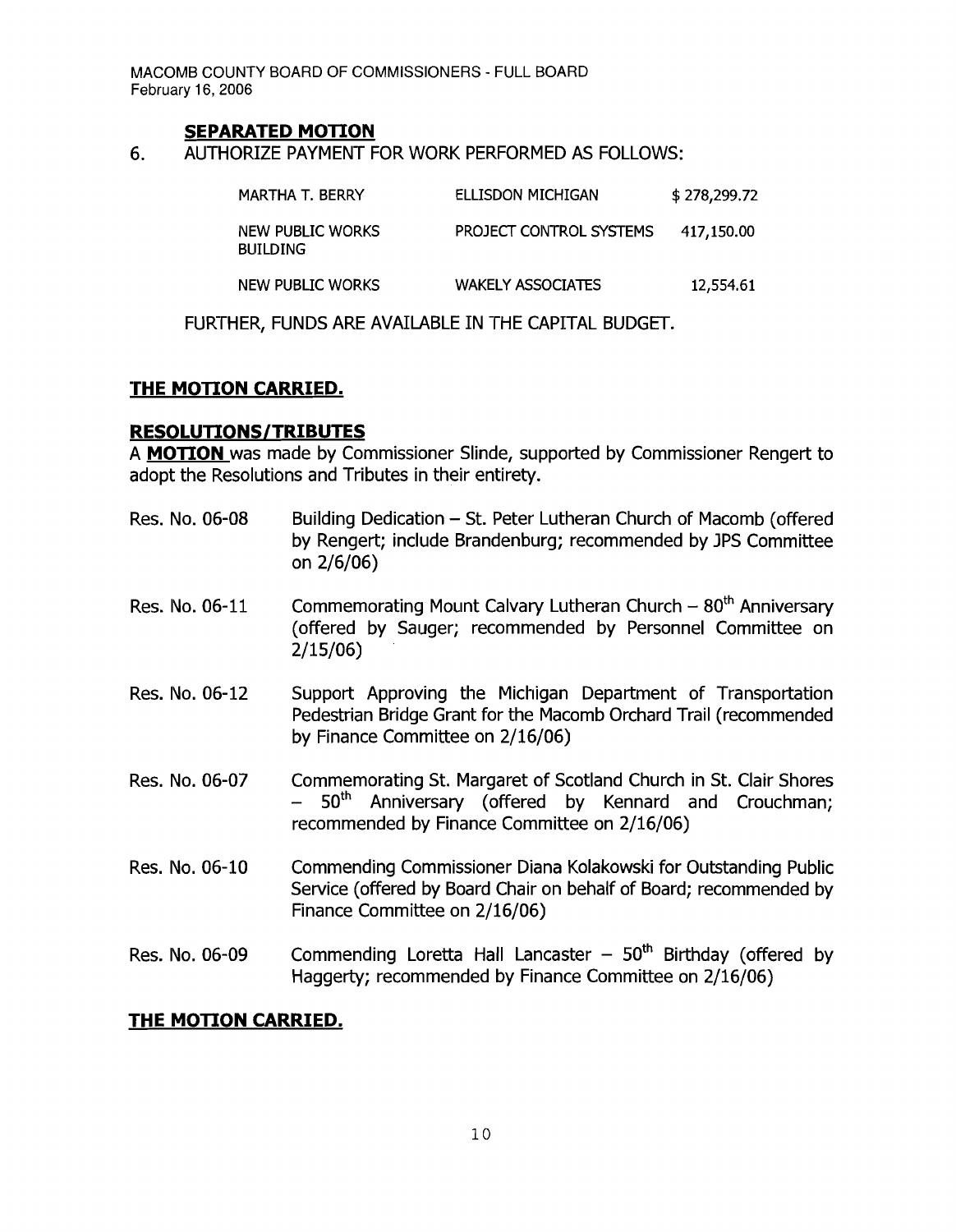**SEPARATED MOTION**

6. AUTHORIZE PAYMENT FOR WORK PERFORMED AS FOLLOWS:

| | | |
|---|---|---|
| MARTHA T. BERRY | ELLISDON MICHIGAN | $ 278,299.72 |
| NEW PUBLIC WORKS BUILDING | PROJECT CONTROL SYSTEMS | 417,150.00 |
| NEW PUBLIC WORKS | WAKELY ASSOCIATES | 12,554.61 |

FURTHER, FUNDS ARE AVAILABLE IN THE CAPITAL BUDGET.

**THE MOTION CARRIED.**

**RESOLUTIONS/TRIBUTES**

A **MOTION** was made by Commissioner Slinde, supported by Commissioner Rengert to adopt the Resolutions and Tributes in their entirety.

Res. No. 06-08 — Building Dedication – St. Peter Lutheran Church of Macomb (offered by Rengert; include Brandenburg; recommended by JPS Committee on 2/6/06)

Res. No. 06-11 — Commemorating Mount Calvary Lutheran Church – 80th Anniversary (offered by Sauger; recommended by Personnel Committee on 2/15/06)

Res. No. 06-12 — Support Approving the Michigan Department of Transportation Pedestrian Bridge Grant for the Macomb Orchard Trail (recommended by Finance Committee on 2/16/06)

Res. No. 06-07 — Commemorating St. Margaret of Scotland Church in St. Clair Shores – 50th Anniversary (offered by Kennard and Crouchman; recommended by Finance Committee on 2/16/06)

Res. No. 06-10 — Commending Commissioner Diana Kolakowski for Outstanding Public Service (offered by Board Chair on behalf of Board; recommended by Finance Committee on 2/16/06)

Res. No. 06-09 — Commending Loretta Hall Lancaster – 50th Birthday (offered by Haggerty; recommended by Finance Committee on 2/16/06)

**THE MOTION CARRIED.**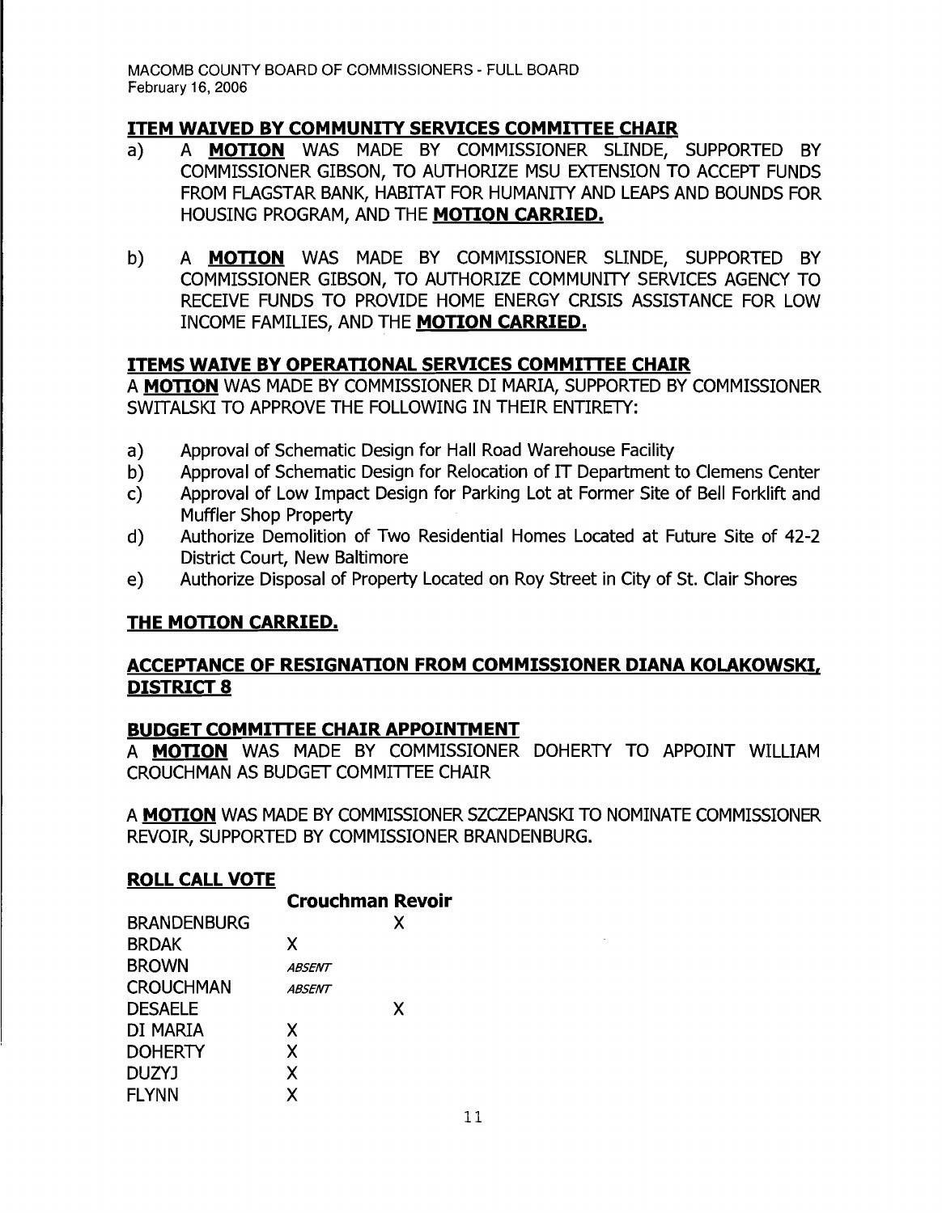## ITEM WAIVED BY COMMUNITY SERVICES COMMITTEE CHAIR

a) A **MOTION** WAS MADE BY COMMISSIONER SLINDE, SUPPORTED BY COMMISSIONER GIBSON, TO AUTHORIZE MSU EXTENSION TO ACCEPT FUNDS FROM FLAGSTAR BANK, HABITAT FOR HUMANITY AND LEAPS AND BOUNDS FOR HOUSING PROGRAM, AND THE **MOTION CARRIED.**

b) A **MOTION** WAS MADE BY COMMISSIONER SLINDE, SUPPORTED BY COMMISSIONER GIBSON, TO AUTHORIZE COMMUNITY SERVICES AGENCY TO RECEIVE FUNDS TO PROVIDE HOME ENERGY CRISIS ASSISTANCE FOR LOW INCOME FAMILIES, AND THE **MOTION CARRIED.**

## ITEMS WAIVE BY OPERATIONAL SERVICES COMMITTEE CHAIR

A **MOTION** WAS MADE BY COMMISSIONER DI MARIA, SUPPORTED BY COMMISSIONER SWITALSKI TO APPROVE THE FOLLOWING IN THEIR ENTIRETY:

a) Approval of Schematic Design for Hall Road Warehouse Facility
b) Approval of Schematic Design for Relocation of IT Department to Clemens Center
c) Approval of Low Impact Design for Parking Lot at Former Site of Bell Forklift and Muffler Shop Property
d) Authorize Demolition of Two Residential Homes Located at Future Site of 42-2 District Court, New Baltimore
e) Authorize Disposal of Property Located on Roy Street in City of St. Clair Shores

**THE MOTION CARRIED.**

## ACCEPTANCE OF RESIGNATION FROM COMMISSIONER DIANA KOLAKOWSKI, DISTRICT 8

## BUDGET COMMITTEE CHAIR APPOINTMENT

A **MOTION** WAS MADE BY COMMISSIONER DOHERTY TO APPOINT WILLIAM CROUCHMAN AS BUDGET COMMITTEE CHAIR

A **MOTION** WAS MADE BY COMMISSIONER SZCZEPANSKI TO NOMINATE COMMISSIONER REVOIR, SUPPORTED BY COMMISSIONER BRANDENBURG.

## ROLL CALL VOTE

| | Crouchman | Revoir |
|---|---|---|
| BRANDENBURG | | X |
| BRDAK | X | |
| BROWN | *ABSENT* | |
| CROUCHMAN | *ABSENT* | |
| DESAELE | | X |
| DI MARIA | X | |
| DOHERTY | X | |
| DUZYJ | X | |
| FLYNN | X | |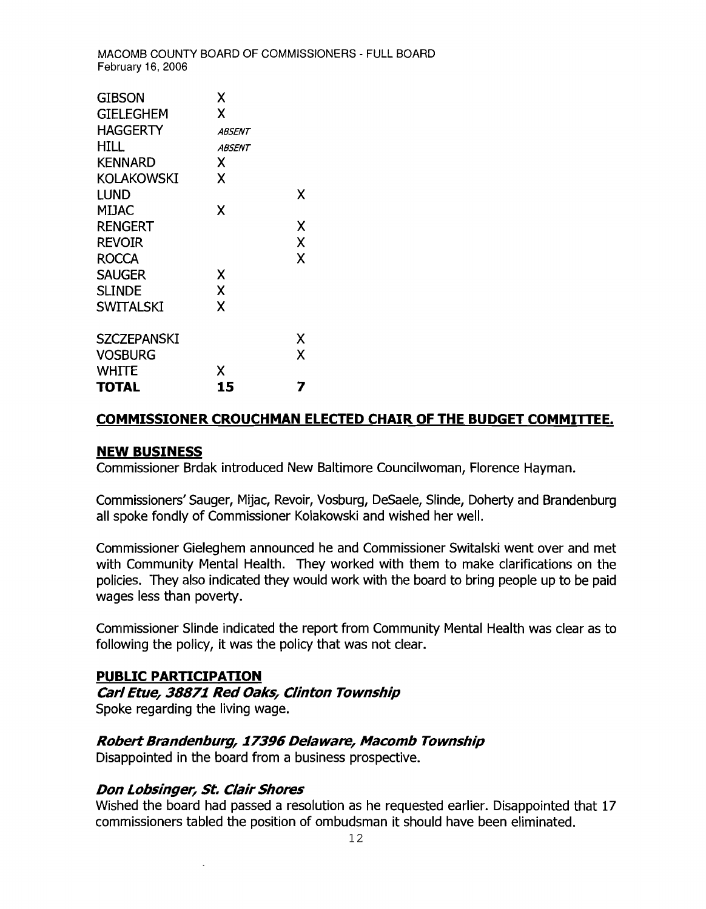| | | |
|---|---|---|
| GIBSON | X | |
| GIELEGHEM | X | |
| HAGGERTY | *ABSENT* | |
| HILL | *ABSENT* | |
| KENNARD | X | |
| KOLAKOWSKI | X | |
| LUND | | X |
| MIJAC | X | |
| RENGERT | | X |
| REVOIR | | X |
| ROCCA | | X |
| SAUGER | X | |
| SLINDE | X | |
| SWITALSKI | X | |
| SZCZEPANSKI | | X |
| VOSBURG | | X |
| WHITE | X | |
| **TOTAL** | **15** | **7** |

**COMMISSIONER CROUCHMAN ELECTED CHAIR OF THE BUDGET COMMITTEE.**

## NEW BUSINESS

Commissioner Brdak introduced New Baltimore Councilwoman, Florence Hayman.

Commissioners' Sauger, Mijac, Revoir, Vosburg, DeSaele, Slinde, Doherty and Brandenburg all spoke fondly of Commissioner Kolakowski and wished her well.

Commissioner Gieleghem announced he and Commissioner Switalski went over and met with Community Mental Health. They worked with them to make clarifications on the policies. They also indicated they would work with the board to bring people up to be paid wages less than poverty.

Commissioner Slinde indicated the report from Community Mental Health was clear as to following the policy, it was the policy that was not clear.

## PUBLIC PARTICIPATION

***Carl Etue, 38871 Red Oaks, Clinton Township***

Spoke regarding the living wage.

***Robert Brandenburg, 17396 Delaware, Macomb Township***

Disappointed in the board from a business prospective.

***Don Lobsinger, St. Clair Shores***

Wished the board had passed a resolution as he requested earlier. Disappointed that 17 commissioners tabled the position of ombudsman it should have been eliminated.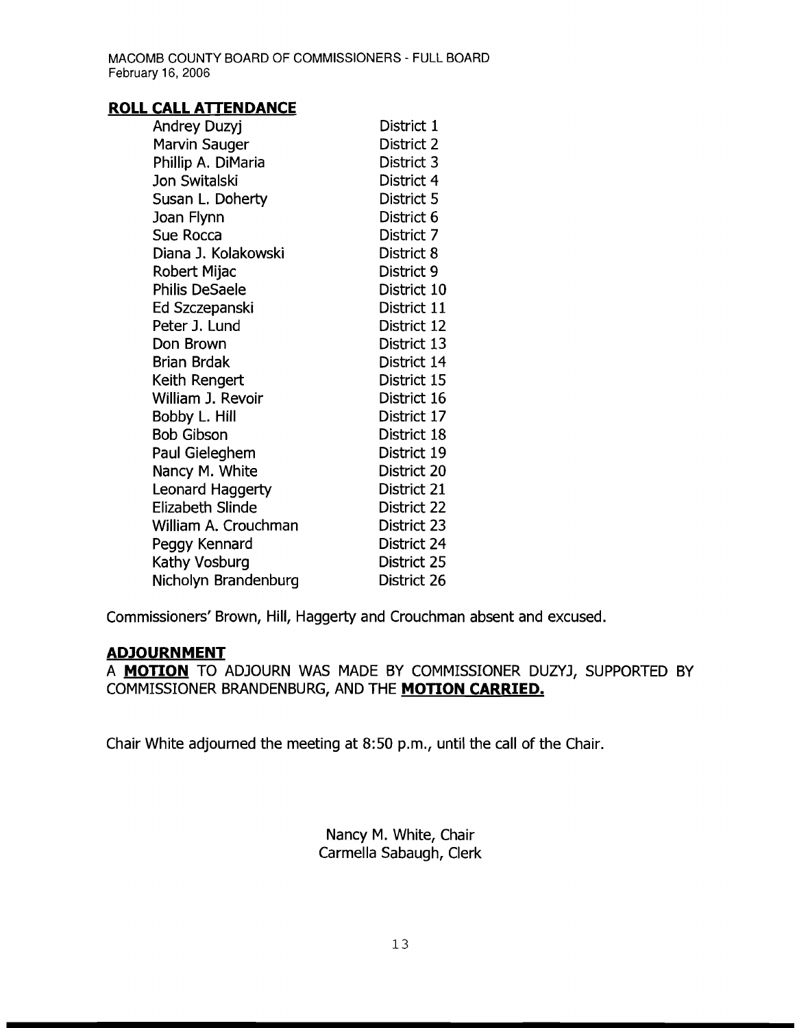## ROLL CALL ATTENDANCE

| | |
|---|---|
| Andrey Duzyj | District 1 |
| Marvin Sauger | District 2 |
| Phillip A. DiMaria | District 3 |
| Jon Switalski | District 4 |
| Susan L. Doherty | District 5 |
| Joan Flynn | District 6 |
| Sue Rocca | District 7 |
| Diana J. Kolakowski | District 8 |
| Robert Mijac | District 9 |
| Philis DeSaele | District 10 |
| Ed Szczepanski | District 11 |
| Peter J. Lund | District 12 |
| Don Brown | District 13 |
| Brian Brdak | District 14 |
| Keith Rengert | District 15 |
| William J. Revoir | District 16 |
| Bobby L. Hill | District 17 |
| Bob Gibson | District 18 |
| Paul Gieleghem | District 19 |
| Nancy M. White | District 20 |
| Leonard Haggerty | District 21 |
| Elizabeth Slinde | District 22 |
| William A. Crouchman | District 23 |
| Peggy Kennard | District 24 |
| Kathy Vosburg | District 25 |
| Nicholyn Brandenburg | District 26 |

Commissioners' Brown, Hill, Haggerty and Crouchman absent and excused.

## ADJOURNMENT

A **MOTION** TO ADJOURN WAS MADE BY COMMISSIONER DUZYJ, SUPPORTED BY COMMISSIONER BRANDENBURG, AND THE **MOTION CARRIED.**

Chair White adjourned the meeting at 8:50 p.m., until the call of the Chair.

Nancy M. White, Chair
Carmella Sabaugh, Clerk